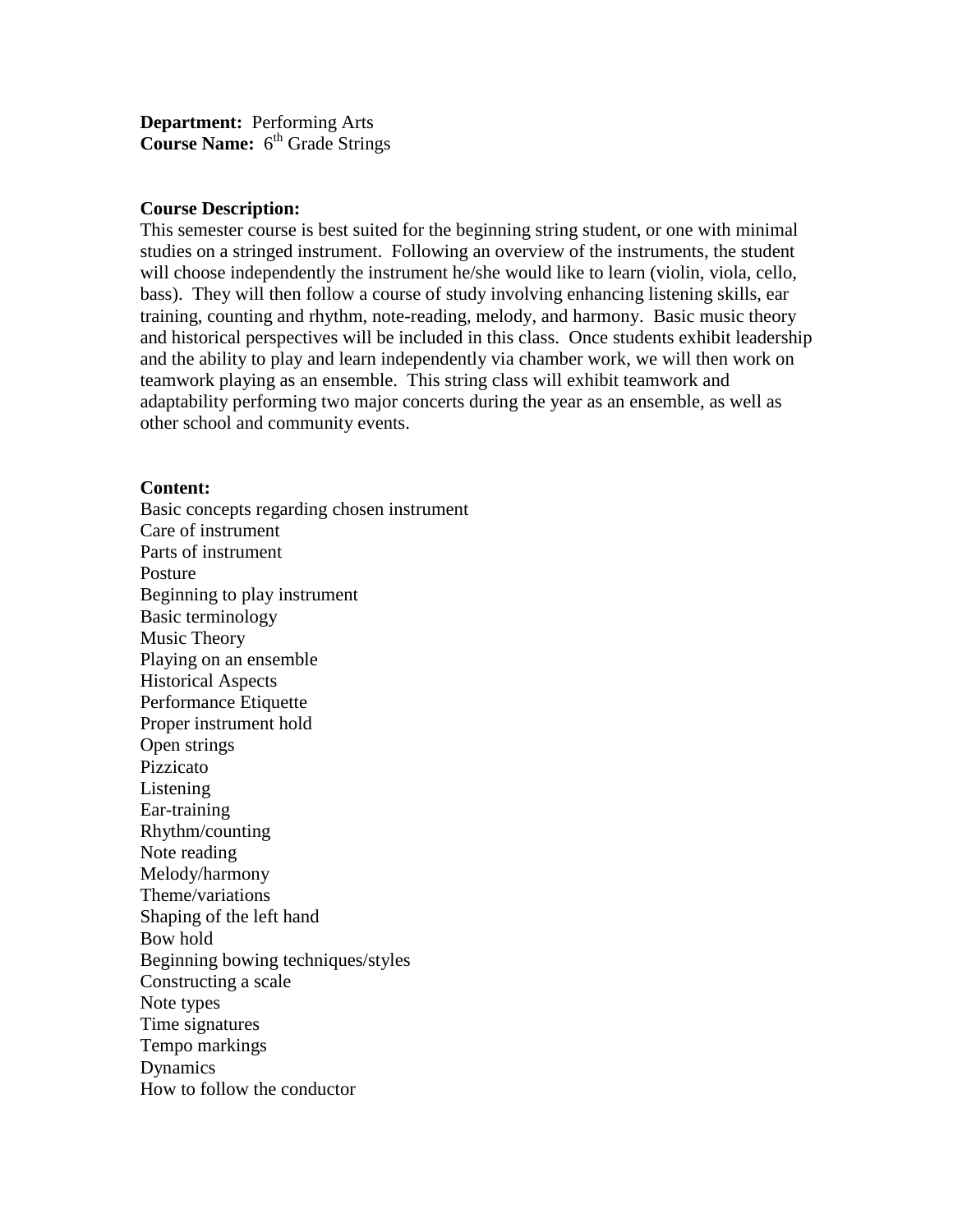**Department:** Performing Arts
**Course Name:** 6th Grade Strings

**Course Description:**
This semester course is best suited for the beginning string student, or one with minimal studies on a stringed instrument. Following an overview of the instruments, the student will choose independently the instrument he/she would like to learn (violin, viola, cello, bass). They will then follow a course of study involving enhancing listening skills, ear training, counting and rhythm, note-reading, melody, and harmony. Basic music theory and historical perspectives will be included in this class. Once students exhibit leadership and the ability to play and learn independently via chamber work, we will then work on teamwork playing as an ensemble. This string class will exhibit teamwork and adaptability performing two major concerts during the year as an ensemble, as well as other school and community events.

**Content:**
Basic concepts regarding chosen instrument
Care of instrument
Parts of instrument
Posture
Beginning to play instrument
Basic terminology
Music Theory
Playing on an ensemble
Historical Aspects
Performance Etiquette
Proper instrument hold
Open strings
Pizzicato
Listening
Ear-training
Rhythm/counting
Note reading
Melody/harmony
Theme/variations
Shaping of the left hand
Bow hold
Beginning bowing techniques/styles
Constructing a scale
Note types
Time signatures
Tempo markings
Dynamics
How to follow the conductor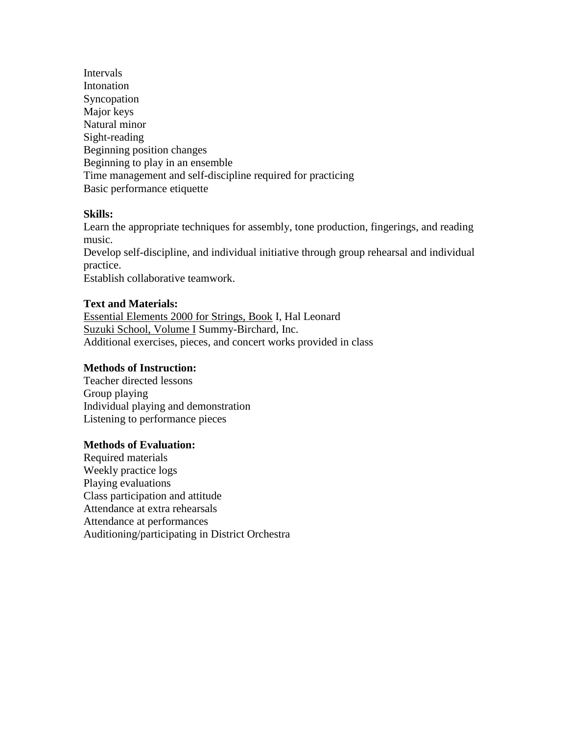Intervals
Intonation
Syncopation
Major keys
Natural minor
Sight-reading
Beginning position changes
Beginning to play in an ensemble
Time management and self-discipline required for practicing
Basic performance etiquette

**Skills:**
Learn the appropriate techniques for assembly, tone production, fingerings, and reading music.
Develop self-discipline, and individual initiative through group rehearsal and individual practice.
Establish collaborative teamwork.

**Text and Materials:**
Essential Elements 2000 for Strings, Book I, Hal Leonard
Suzuki School, Volume I Summy-Birchard, Inc.
Additional exercises, pieces, and concert works provided in class

**Methods of Instruction:**
Teacher directed lessons
Group playing
Individual playing and demonstration
Listening to performance pieces

**Methods of Evaluation:**
Required materials
Weekly practice logs
Playing evaluations
Class participation and attitude
Attendance at extra rehearsals
Attendance at performances
Auditioning/participating in District Orchestra